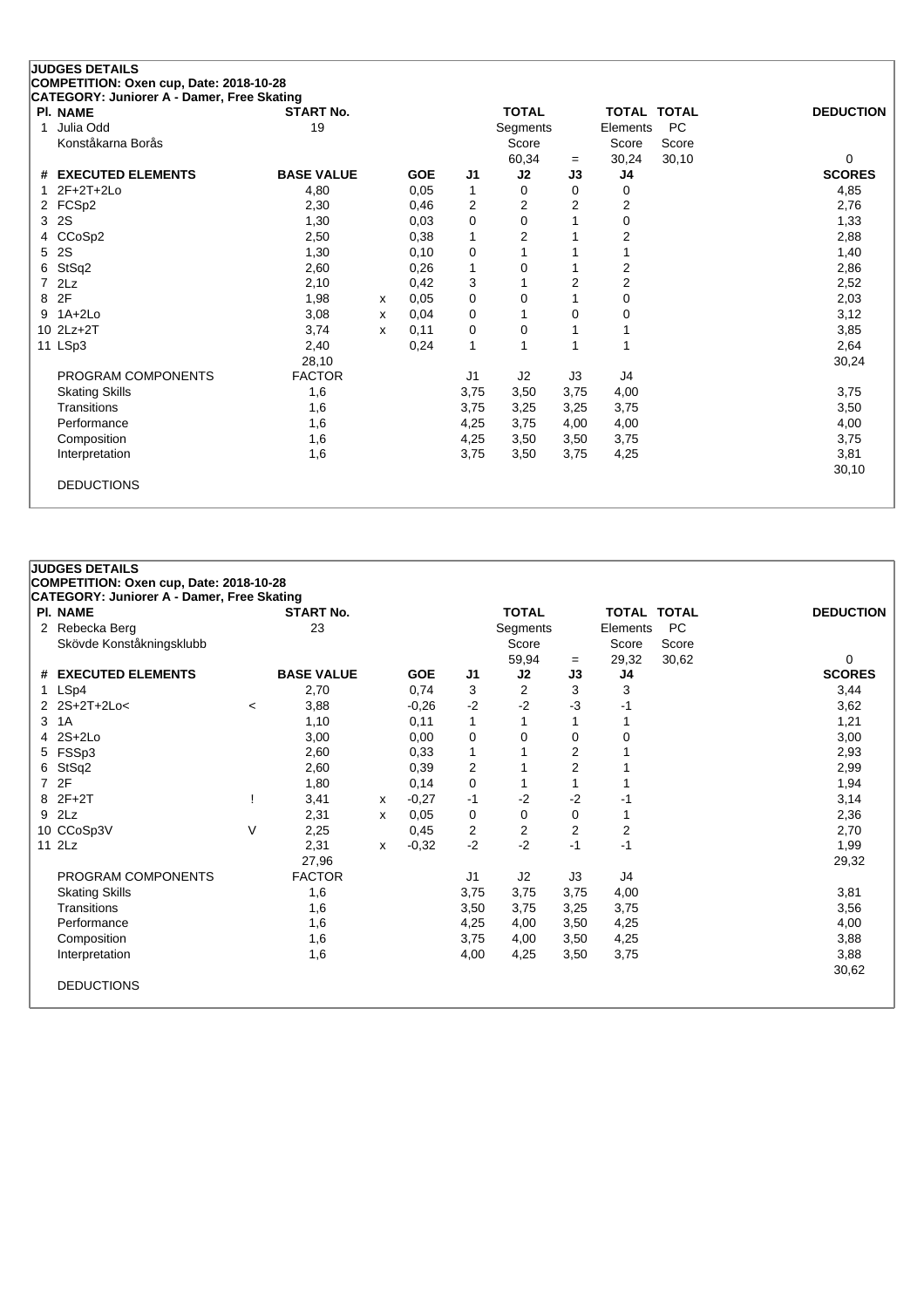**JUDGES DETAILS**
**COMPETITION: Oxen cup, Date: 2018-10-28**
**CATEGORY: Juniorer A - Damer, Free Skating**

| Pl. NAME | START No. | | | | TOTAL Segments Score | | TOTAL Elements Score | TOTAL PC Score | DEDUCTION |
|---|---|---|---|---|---|---|---|---|---|
| 1 Julia Odd, Konståkarna Borås | 19 | | | | 60,34 | = | 30,24 | 30,10 | 0 |

| # | EXECUTED ELEMENTS | | BASE VALUE | | GOE | J1 | J2 | J3 | J4 | SCORES |
|---|---|---|---|---|---|---|---|---|---|---|
| 1 | 2F+2T+2Lo | | 4,80 | | 0,05 | 1 | 0 | 0 | 0 | 4,85 |
| 2 | FCSp2 | | 2,30 | | 0,46 | 2 | 2 | 2 | 2 | 2,76 |
| 3 | 2S | | 1,30 | | 0,03 | 0 | 0 | 1 | 0 | 1,33 |
| 4 | CCoSp2 | | 2,50 | | 0,38 | 1 | 2 | 1 | 2 | 2,88 |
| 5 | 2S | | 1,30 | | 0,10 | 0 | 1 | 1 | 1 | 1,40 |
| 6 | StSq2 | | 2,60 | | 0,26 | 1 | 0 | 1 | 2 | 2,86 |
| 7 | 2Lz | | 2,10 | | 0,42 | 3 | 1 | 2 | 2 | 2,52 |
| 8 | 2F | | 1,98 | x | 0,05 | 0 | 0 | 1 | 0 | 2,03 |
| 9 | 1A+2Lo | | 3,08 | x | 0,04 | 0 | 1 | 0 | 0 | 3,12 |
| 10 | 2Lz+2T | | 3,74 | x | 0,11 | 0 | 0 | 1 | 1 | 3,85 |
| 11 | LSp3 | | 2,40 | | 0,24 | 1 | 1 | 1 | 1 | 2,64 |
| | | | 28,10 | | | | | | | 30,24 |
| | PROGRAM COMPONENTS | | FACTOR | | | J1 | J2 | J3 | J4 | |
| | Skating Skills | | 1,6 | | | 3,75 | 3,50 | 3,75 | 4,00 | 3,75 |
| | Transitions | | 1,6 | | | 3,75 | 3,25 | 3,25 | 3,75 | 3,50 |
| | Performance | | 1,6 | | | 4,25 | 3,75 | 4,00 | 4,00 | 4,00 |
| | Composition | | 1,6 | | | 4,25 | 3,50 | 3,50 | 3,75 | 3,75 |
| | Interpretation | | 1,6 | | | 3,75 | 3,50 | 3,75 | 4,25 | 3,81 |
| | | | | | | | | | | 30,10 |
| | DEDUCTIONS | | | | | | | | | |

**JUDGES DETAILS**
**COMPETITION: Oxen cup, Date: 2018-10-28**
**CATEGORY: Juniorer A - Damer, Free Skating**

| Pl. NAME | START No. | | | | TOTAL Segments Score | | TOTAL Elements Score | TOTAL PC Score | DEDUCTION |
|---|---|---|---|---|---|---|---|---|---|
| 2 Rebecka Berg, Skövde Konståkningsklubb | 23 | | | | 59,94 | = | 29,32 | 30,62 | 0 |

| # | EXECUTED ELEMENTS | | BASE VALUE | | GOE | J1 | J2 | J3 | J4 | SCORES |
|---|---|---|---|---|---|---|---|---|---|---|
| 1 | LSp4 | | 2,70 | | 0,74 | 3 | 2 | 3 | 3 | 3,44 |
| 2 | 2S+2T+2Lo< | < | 3,88 | | -0,26 | -2 | -2 | -3 | -1 | 3,62 |
| 3 | 1A | | 1,10 | | 0,11 | 1 | 1 | 1 | 1 | 1,21 |
| 4 | 2S+2Lo | | 3,00 | | 0,00 | 0 | 0 | 0 | 0 | 3,00 |
| 5 | FSSp3 | | 2,60 | | 0,33 | 1 | 1 | 2 | 1 | 2,93 |
| 6 | StSq2 | | 2,60 | | 0,39 | 2 | 1 | 2 | 1 | 2,99 |
| 7 | 2F | | 1,80 | | 0,14 | 0 | 1 | 1 | 1 | 1,94 |
| 8 | 2F+2T | ! | 3,41 | x | -0,27 | -1 | -2 | -2 | -1 | 3,14 |
| 9 | 2Lz | | 2,31 | x | 0,05 | 0 | 0 | 0 | 1 | 2,36 |
| 10 | CCoSp3V | V | 2,25 | | 0,45 | 2 | 2 | 2 | 2 | 2,70 |
| 11 | 2Lz | | 2,31 | x | -0,32 | -2 | -2 | -1 | -1 | 1,99 |
| | | | 27,96 | | | | | | | 29,32 |
| | PROGRAM COMPONENTS | | FACTOR | | | J1 | J2 | J3 | J4 | |
| | Skating Skills | | 1,6 | | | 3,75 | 3,75 | 3,75 | 4,00 | 3,81 |
| | Transitions | | 1,6 | | | 3,50 | 3,75 | 3,25 | 3,75 | 3,56 |
| | Performance | | 1,6 | | | 4,25 | 4,00 | 3,50 | 4,25 | 4,00 |
| | Composition | | 1,6 | | | 3,75 | 4,00 | 3,50 | 4,25 | 3,88 |
| | Interpretation | | 1,6 | | | 4,00 | 4,25 | 3,50 | 3,75 | 3,88 |
| | | | | | | | | | | 30,62 |
| | DEDUCTIONS | | | | | | | | | |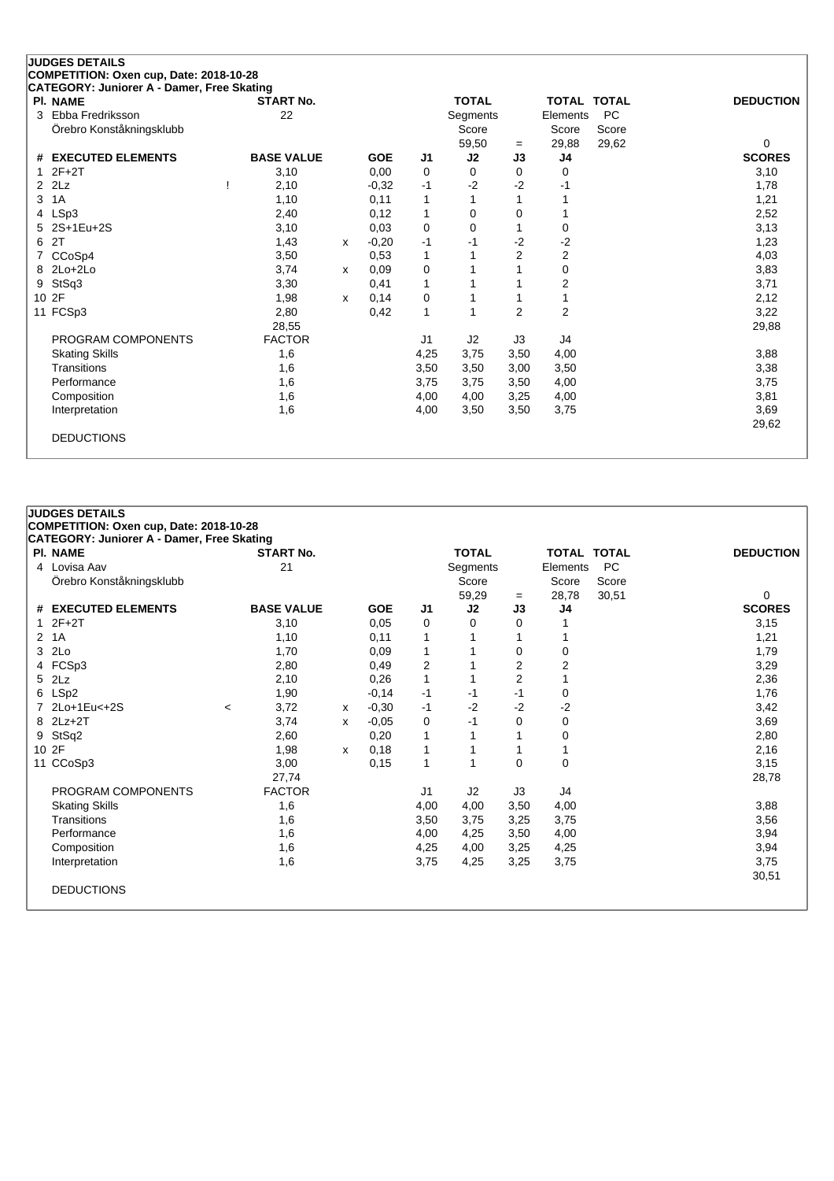**JUDGES DETAILS**
**COMPETITION: Oxen cup, Date: 2018-10-28**
**CATEGORY: Juniorer A - Damer, Free Skating**

| Pl. NAME | START No. | TOTAL Segments Score | = | TOTAL Elements Score | TOTAL PC Score | DEDUCTION |
|---|---|---|---|---|---|---|
| 3 Ebba Fredriksson | 22 | 59,50 | = | 29,88 | 29,62 | 0 |
| Örebro Konståkningsklubb | | | | | | |

| # | EXECUTED ELEMENTS | | BASE VALUE | | GOE | J1 | J2 | J3 | J4 | SCORES |
|---|---|---|---|---|---|---|---|---|---|---|
| 1 | 2F+2T | | 3,10 | | 0,00 | 0 | 0 | 0 | 0 | 3,10 |
| 2 | 2Lz | ! | 2,10 | | -0,32 | -1 | -2 | -2 | -1 | 1,78 |
| 3 | 1A | | 1,10 | | 0,11 | 1 | 1 | 1 | 1 | 1,21 |
| 4 | LSp3 | | 2,40 | | 0,12 | 1 | 0 | 0 | 1 | 2,52 |
| 5 | 2S+1Eu+2S | | 3,10 | | 0,03 | 0 | 0 | 1 | 0 | 3,13 |
| 6 | 2T | | 1,43 | x | -0,20 | -1 | -1 | -2 | -2 | 1,23 |
| 7 | CCoSp4 | | 3,50 | | 0,53 | 1 | 1 | 2 | 2 | 4,03 |
| 8 | 2Lo+2Lo | | 3,74 | x | 0,09 | 0 | 1 | 1 | 0 | 3,83 |
| 9 | StSq3 | | 3,30 | | 0,41 | 1 | 1 | 1 | 2 | 3,71 |
| 10 | 2F | | 1,98 | x | 0,14 | 0 | 1 | 1 | 1 | 2,12 |
| 11 | FCSp3 | | 2,80 | | 0,42 | 1 | 1 | 2 | 2 | 3,22 |
| | | | 28,55 | | | | | | | 29,88 |
| | PROGRAM COMPONENTS | | FACTOR | | | J1 | J2 | J3 | J4 | |
| | Skating Skills | | 1,6 | | | 4,25 | 3,75 | 3,50 | 4,00 | 3,88 |
| | Transitions | | 1,6 | | | 3,50 | 3,50 | 3,00 | 3,50 | 3,38 |
| | Performance | | 1,6 | | | 3,75 | 3,75 | 3,50 | 4,00 | 3,75 |
| | Composition | | 1,6 | | | 4,00 | 4,00 | 3,25 | 4,00 | 3,81 |
| | Interpretation | | 1,6 | | | 4,00 | 3,50 | 3,50 | 3,75 | 3,69 |
| | | | | | | | | | | 29,62 |
| | DEDUCTIONS | | | | | | | | | |

**JUDGES DETAILS**
**COMPETITION: Oxen cup, Date: 2018-10-28**
**CATEGORY: Juniorer A - Damer, Free Skating**

| Pl. NAME | START No. | TOTAL Segments Score | = | TOTAL Elements Score | TOTAL PC Score | DEDUCTION |
|---|---|---|---|---|---|---|
| 4 Lovisa Aav | 21 | 59,29 | = | 28,78 | 30,51 | 0 |
| Örebro Konståkningsklubb | | | | | | |

| # | EXECUTED ELEMENTS | | BASE VALUE | | GOE | J1 | J2 | J3 | J4 | SCORES |
|---|---|---|---|---|---|---|---|---|---|---|
| 1 | 2F+2T | | 3,10 | | 0,05 | 0 | 0 | 0 | 1 | 3,15 |
| 2 | 1A | | 1,10 | | 0,11 | 1 | 1 | 1 | 1 | 1,21 |
| 3 | 2Lo | | 1,70 | | 0,09 | 1 | 1 | 0 | 0 | 1,79 |
| 4 | FCSp3 | | 2,80 | | 0,49 | 2 | 1 | 2 | 2 | 3,29 |
| 5 | 2Lz | | 2,10 | | 0,26 | 1 | 1 | 2 | 1 | 2,36 |
| 6 | LSp2 | | 1,90 | | -0,14 | -1 | -1 | -1 | 0 | 1,76 |
| 7 | 2Lo+1Eu<+2S | < | 3,72 | x | -0,30 | -1 | -2 | -2 | -2 | 3,42 |
| 8 | 2Lz+2T | | 3,74 | x | -0,05 | 0 | -1 | 0 | 0 | 3,69 |
| 9 | StSq2 | | 2,60 | | 0,20 | 1 | 1 | 1 | 0 | 2,80 |
| 10 | 2F | | 1,98 | x | 0,18 | 1 | 1 | 1 | 1 | 2,16 |
| 11 | CCoSp3 | | 3,00 | | 0,15 | 1 | 1 | 0 | 0 | 3,15 |
| | | | 27,74 | | | | | | | 28,78 |
| | PROGRAM COMPONENTS | | FACTOR | | | J1 | J2 | J3 | J4 | |
| | Skating Skills | | 1,6 | | | 4,00 | 4,00 | 3,50 | 4,00 | 3,88 |
| | Transitions | | 1,6 | | | 3,50 | 3,75 | 3,25 | 3,75 | 3,56 |
| | Performance | | 1,6 | | | 4,00 | 4,25 | 3,50 | 4,00 | 3,94 |
| | Composition | | 1,6 | | | 4,25 | 4,00 | 3,25 | 4,25 | 3,94 |
| | Interpretation | | 1,6 | | | 3,75 | 4,25 | 3,25 | 3,75 | 3,75 |
| | | | | | | | | | | 30,51 |
| | DEDUCTIONS | | | | | | | | | |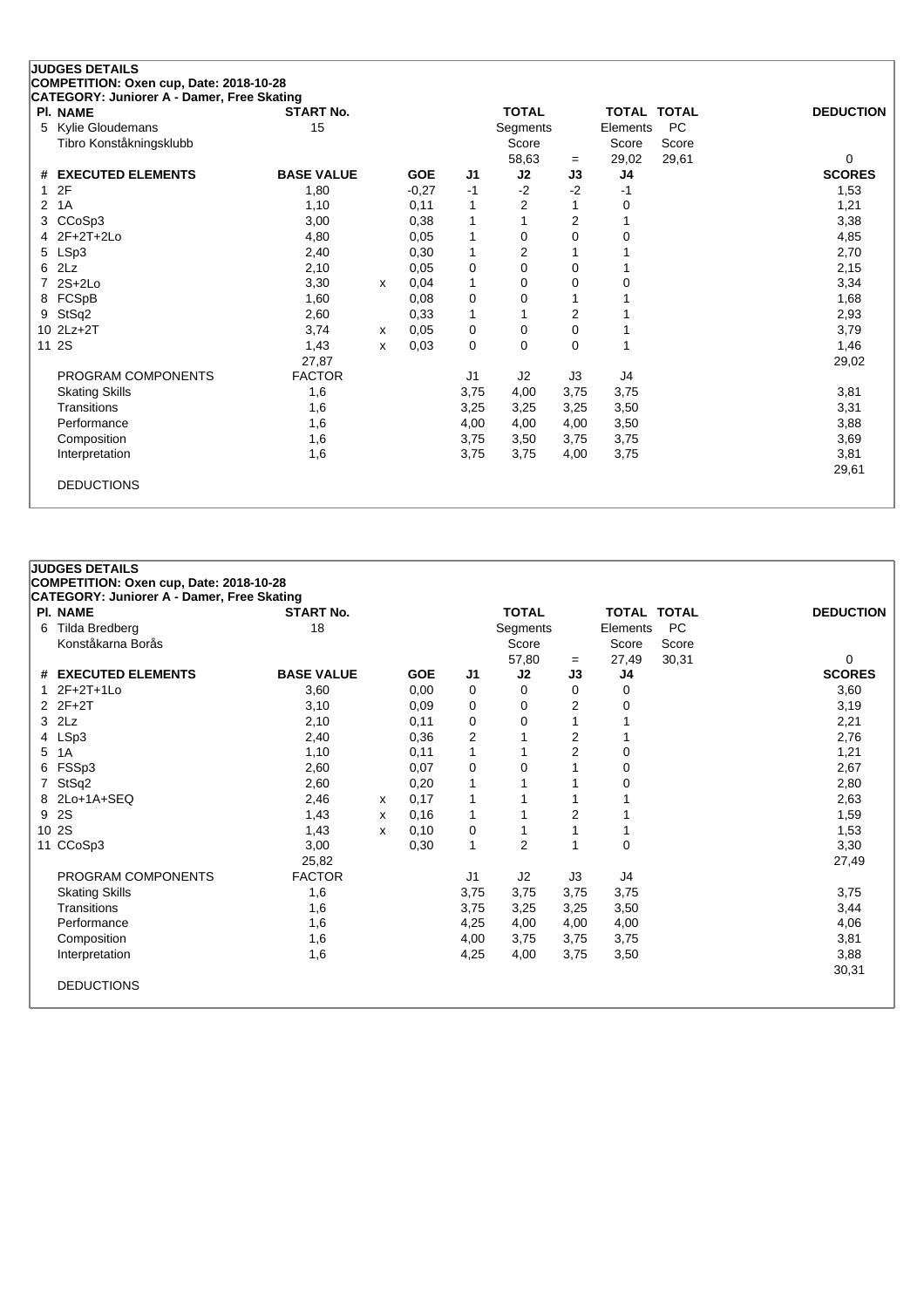## JUDGES DETAILS

**COMPETITION: Oxen cup, Date: 2018-10-28**

**CATEGORY: Juniorer A - Damer, Free Skating**

| Pl. | NAME | START No. | TOTAL Segments Score | = | TOTAL Elements Score | TOTAL PC Score | DEDUCTION |
|---|---|---|---|---|---|---|---|
| 5 | Kylie Gloudemans<br>Tibro Konståkningsklubb | 15 | 58,63 | = | 29,02 | 29,61 | 0 |

| # | EXECUTED ELEMENTS | BASE VALUE | | GOE | J1 | J2 | J3 | J4 | SCORES |
|---|---|---|---|---|---|---|---|---|---|
| 1 | 2F | 1,80 | | -0,27 | -1 | -2 | -2 | -1 | 1,53 |
| 2 | 1A | 1,10 | | 0,11 | 1 | 2 | 1 | 0 | 1,21 |
| 3 | CCoSp3 | 3,00 | | 0,38 | 1 | 1 | 2 | 1 | 3,38 |
| 4 | 2F+2T+2Lo | 4,80 | | 0,05 | 1 | 0 | 0 | 0 | 4,85 |
| 5 | LSp3 | 2,40 | | 0,30 | 1 | 2 | 1 | 1 | 2,70 |
| 6 | 2Lz | 2,10 | | 0,05 | 0 | 0 | 0 | 1 | 2,15 |
| 7 | 2S+2Lo | 3,30 | x | 0,04 | 1 | 0 | 0 | 0 | 3,34 |
| 8 | FCSpB | 1,60 | | 0,08 | 0 | 0 | 1 | 1 | 1,68 |
| 9 | StSq2 | 2,60 | | 0,33 | 1 | 1 | 2 | 1 | 2,93 |
| 10 | 2Lz+2T | 3,74 | x | 0,05 | 0 | 0 | 0 | 1 | 3,79 |
| 11 | 2S | 1,43 | x | 0,03 | 0 | 0 | 0 | 1 | 1,46 |
| | | 27,87 | | | | | | | 29,02 |
| | PROGRAM COMPONENTS | FACTOR | | | J1 | J2 | J3 | J4 | |
| | Skating Skills | 1,6 | | | 3,75 | 4,00 | 3,75 | 3,75 | 3,81 |
| | Transitions | 1,6 | | | 3,25 | 3,25 | 3,25 | 3,50 | 3,31 |
| | Performance | 1,6 | | | 4,00 | 4,00 | 4,00 | 3,50 | 3,88 |
| | Composition | 1,6 | | | 3,75 | 3,50 | 3,75 | 3,75 | 3,69 |
| | Interpretation | 1,6 | | | 3,75 | 3,75 | 4,00 | 3,75 | 3,81 |
| | | | | | | | | | 29,61 |
| | DEDUCTIONS | | | | | | | | |

## JUDGES DETAILS

**COMPETITION: Oxen cup, Date: 2018-10-28**

**CATEGORY: Juniorer A - Damer, Free Skating**

| Pl. | NAME | START No. | TOTAL Segments Score | = | TOTAL Elements Score | TOTAL PC Score | DEDUCTION |
|---|---|---|---|---|---|---|---|
| 6 | Tilda Bredberg<br>Konståkarna Borås | 18 | 57,80 | = | 27,49 | 30,31 | 0 |

| # | EXECUTED ELEMENTS | BASE VALUE | | GOE | J1 | J2 | J3 | J4 | SCORES |
|---|---|---|---|---|---|---|---|---|---|
| 1 | 2F+2T+1Lo | 3,60 | | 0,00 | 0 | 0 | 0 | 0 | 3,60 |
| 2 | 2F+2T | 3,10 | | 0,09 | 0 | 0 | 2 | 0 | 3,19 |
| 3 | 2Lz | 2,10 | | 0,11 | 0 | 0 | 1 | 1 | 2,21 |
| 4 | LSp3 | 2,40 | | 0,36 | 2 | 1 | 2 | 1 | 2,76 |
| 5 | 1A | 1,10 | | 0,11 | 1 | 1 | 2 | 0 | 1,21 |
| 6 | FSSp3 | 2,60 | | 0,07 | 0 | 0 | 1 | 0 | 2,67 |
| 7 | StSq2 | 2,60 | | 0,20 | 1 | 1 | 1 | 0 | 2,80 |
| 8 | 2Lo+1A+SEQ | 2,46 | x | 0,17 | 1 | 1 | 1 | 1 | 2,63 |
| 9 | 2S | 1,43 | x | 0,16 | 1 | 1 | 2 | 1 | 1,59 |
| 10 | 2S | 1,43 | x | 0,10 | 0 | 1 | 1 | 1 | 1,53 |
| 11 | CCoSp3 | 3,00 | | 0,30 | 1 | 2 | 1 | 0 | 3,30 |
| | | 25,82 | | | | | | | 27,49 |
| | PROGRAM COMPONENTS | FACTOR | | | J1 | J2 | J3 | J4 | |
| | Skating Skills | 1,6 | | | 3,75 | 3,75 | 3,75 | 3,75 | 3,75 |
| | Transitions | 1,6 | | | 3,75 | 3,25 | 3,25 | 3,50 | 3,44 |
| | Performance | 1,6 | | | 4,25 | 4,00 | 4,00 | 4,00 | 4,06 |
| | Composition | 1,6 | | | 4,00 | 3,75 | 3,75 | 3,75 | 3,81 |
| | Interpretation | 1,6 | | | 4,25 | 4,00 | 3,75 | 3,50 | 3,88 |
| | | | | | | | | | 30,31 |
| | DEDUCTIONS | | | | | | | | |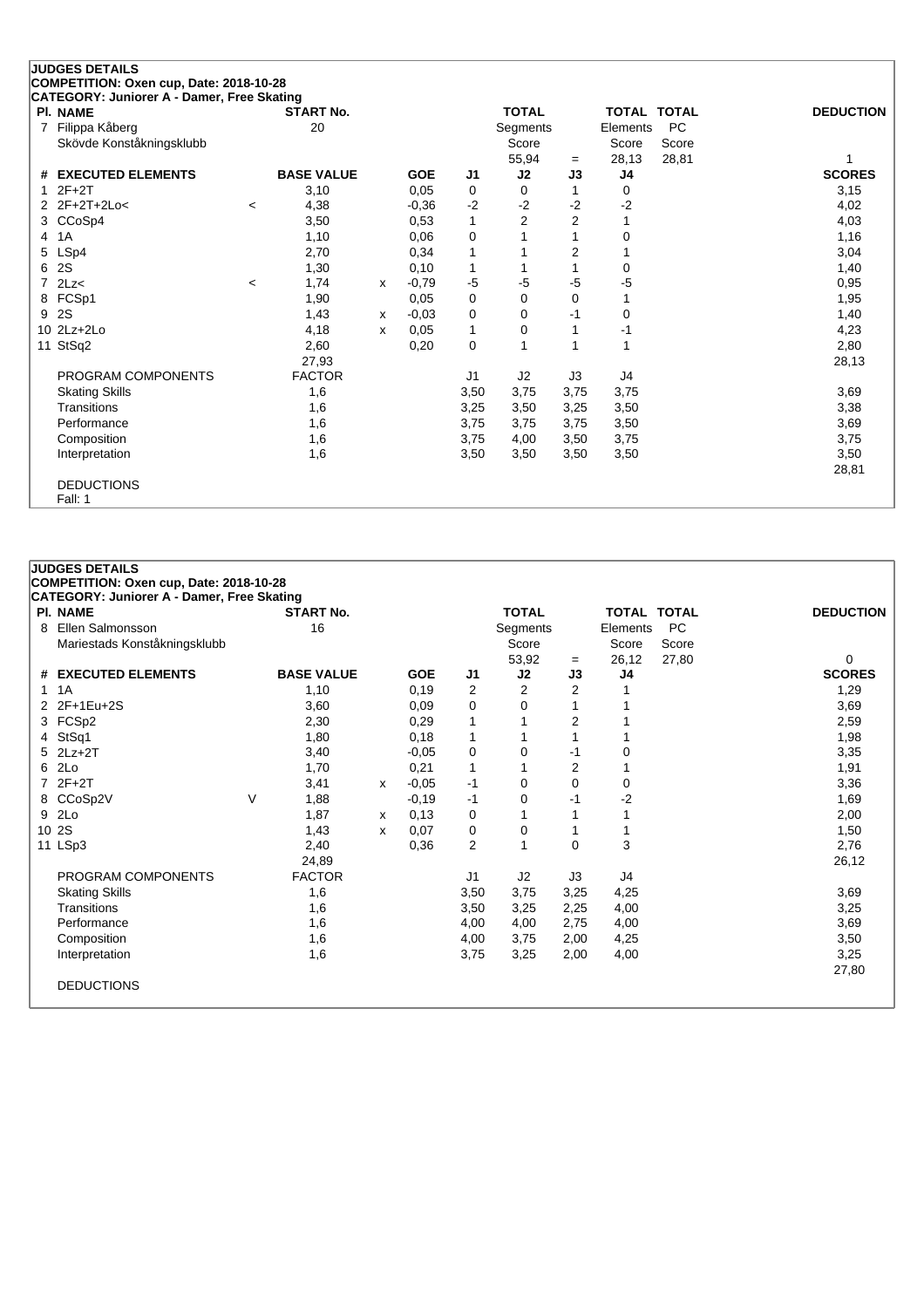## JUDGES DETAILS

**COMPETITION: Oxen cup, Date: 2018-10-28**

**CATEGORY: Juniorer A - Damer, Free Skating**

| Pl. | NAME | START No. | TOTAL Segments Score = | TOTAL Elements Score | TOTAL PC Score | DEDUCTION |
|---|---|---|---|---|---|---|
| 7 | Filippa Kåberg<br>Skövde Konståkningsklubb | 20 | 55,94 | 28,13 | 28,81 | 1 |

| # | EXECUTED ELEMENTS | | BASE VALUE | | GOE | J1 | J2 | J3 | J4 | SCORES |
|---|---|---|---|---|---|---|---|---|---|---|
| 1 | 2F+2T | | 3,10 | | 0,05 | 0 | 0 | 1 | 0 | 3,15 |
| 2 | 2F+2T+2Lo< | < | 4,38 | | -0,36 | -2 | -2 | -2 | -2 | 4,02 |
| 3 | CCoSp4 | | 3,50 | | 0,53 | 1 | 2 | 2 | 1 | 4,03 |
| 4 | 1A | | 1,10 | | 0,06 | 0 | 1 | 1 | 0 | 1,16 |
| 5 | LSp4 | | 2,70 | | 0,34 | 1 | 1 | 2 | 1 | 3,04 |
| 6 | 2S | | 1,30 | | 0,10 | 1 | 1 | 1 | 0 | 1,40 |
| 7 | 2Lz< | < | 1,74 | x | -0,79 | -5 | -5 | -5 | -5 | 0,95 |
| 8 | FCSp1 | | 1,90 | | 0,05 | 0 | 0 | 0 | 1 | 1,95 |
| 9 | 2S | | 1,43 | x | -0,03 | 0 | 0 | -1 | 0 | 1,40 |
| 10 | 2Lz+2Lo | | 4,18 | x | 0,05 | 1 | 0 | 1 | -1 | 4,23 |
| 11 | StSq2 | | 2,60 | | 0,20 | 0 | 1 | 1 | 1 | 2,80 |
| | | | 27,93 | | | | | | | 28,13 |
| | PROGRAM COMPONENTS | | FACTOR | | | J1 | J2 | J3 | J4 | |
| | Skating Skills | | 1,6 | | | 3,50 | 3,75 | 3,75 | 3,75 | 3,69 |
| | Transitions | | 1,6 | | | 3,25 | 3,50 | 3,25 | 3,50 | 3,38 |
| | Performance | | 1,6 | | | 3,75 | 3,75 | 3,75 | 3,50 | 3,69 |
| | Composition | | 1,6 | | | 3,75 | 4,00 | 3,50 | 3,75 | 3,75 |
| | Interpretation | | 1,6 | | | 3,50 | 3,50 | 3,50 | 3,50 | 3,50 |
| | | | | | | | | | | 28,81 |

DEDUCTIONS

Fall: 1

## JUDGES DETAILS

**COMPETITION: Oxen cup, Date: 2018-10-28**

**CATEGORY: Juniorer A - Damer, Free Skating**

| Pl. | NAME | START No. | TOTAL Segments Score = | TOTAL Elements Score | TOTAL PC Score | DEDUCTION |
|---|---|---|---|---|---|---|
| 8 | Ellen Salmonsson<br>Mariestads Konståkningsklubb | 16 | 53,92 | 26,12 | 27,80 | 0 |

| # | EXECUTED ELEMENTS | | BASE VALUE | | GOE | J1 | J2 | J3 | J4 | SCORES |
|---|---|---|---|---|---|---|---|---|---|---|
| 1 | 1A | | 1,10 | | 0,19 | 2 | 2 | 2 | 1 | 1,29 |
| 2 | 2F+1Eu+2S | | 3,60 | | 0,09 | 0 | 0 | 1 | 1 | 3,69 |
| 3 | FCSp2 | | 2,30 | | 0,29 | 1 | 1 | 2 | 1 | 2,59 |
| 4 | StSq1 | | 1,80 | | 0,18 | 1 | 1 | 1 | 1 | 1,98 |
| 5 | 2Lz+2T | | 3,40 | | -0,05 | 0 | 0 | -1 | 0 | 3,35 |
| 6 | 2Lo | | 1,70 | | 0,21 | 1 | 1 | 2 | 1 | 1,91 |
| 7 | 2F+2T | | 3,41 | x | -0,05 | -1 | 0 | 0 | 0 | 3,36 |
| 8 | CCoSp2V | V | 1,88 | | -0,19 | -1 | 0 | -1 | -2 | 1,69 |
| 9 | 2Lo | | 1,87 | x | 0,13 | 0 | 1 | 1 | 1 | 2,00 |
| 10 | 2S | | 1,43 | x | 0,07 | 0 | 0 | 1 | 1 | 1,50 |
| 11 | LSp3 | | 2,40 | | 0,36 | 2 | 1 | 0 | 3 | 2,76 |
| | | | 24,89 | | | | | | | 26,12 |
| | PROGRAM COMPONENTS | | FACTOR | | | J1 | J2 | J3 | J4 | |
| | Skating Skills | | 1,6 | | | 3,50 | 3,75 | 3,25 | 4,25 | 3,69 |
| | Transitions | | 1,6 | | | 3,50 | 3,25 | 2,25 | 4,00 | 3,25 |
| | Performance | | 1,6 | | | 4,00 | 4,00 | 2,75 | 4,00 | 3,69 |
| | Composition | | 1,6 | | | 4,00 | 3,75 | 2,00 | 4,25 | 3,50 |
| | Interpretation | | 1,6 | | | 3,75 | 3,25 | 2,00 | 4,00 | 3,25 |
| | | | | | | | | | | 27,80 |

DEDUCTIONS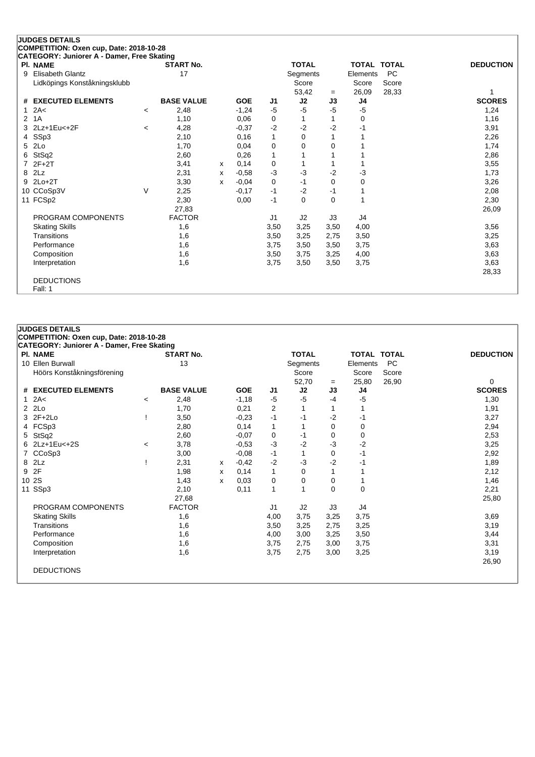**JUDGES DETAILS**
**COMPETITION: Oxen cup, Date: 2018-10-28**
**CATEGORY: Juniorer A - Damer, Free Skating**

| Pl. | NAME | | START No. | | | | TOTAL Segments Score | | TOTAL Elements Score | TOTAL PC Score | DEDUCTION |
|---|---|---|---|---|---|---|---|---|---|---|---|
| 9 | Elisabeth Glantz<br>Lidköpings Konståkningsklubb | | 17 | | | | 53,42 | = | 26,09 | 28,33 | 1 |

| # | EXECUTED ELEMENTS | | BASE VALUE | | GOE | J1 | J2 | J3 | J4 | SCORES |
|---|---|---|---|---|---|---|---|---|---|---|
| 1 | 2A< | < | 2,48 | | -1,24 | -5 | -5 | -5 | -5 | 1,24 |
| 2 | 1A | | 1,10 | | 0,06 | 0 | 1 | 1 | 0 | 1,16 |
| 3 | 2Lz+1Eu<+2F | < | 4,28 | | -0,37 | -2 | -2 | -2 | -1 | 3,91 |
| 4 | SSp3 | | 2,10 | | 0,16 | 1 | 0 | 1 | 1 | 2,26 |
| 5 | 2Lo | | 1,70 | | 0,04 | 0 | 0 | 0 | 1 | 1,74 |
| 6 | StSq2 | | 2,60 | | 0,26 | 1 | 1 | 1 | 1 | 2,86 |
| 7 | 2F+2T | | 3,41 | x | 0,14 | 0 | 1 | 1 | 1 | 3,55 |
| 8 | 2Lz | | 2,31 | x | -0,58 | -3 | -3 | -2 | -3 | 1,73 |
| 9 | 2Lo+2T | | 3,30 | x | -0,04 | 0 | -1 | 0 | 0 | 3,26 |
| 10 | CCoSp3V | V | 2,25 | | -0,17 | -1 | -2 | -1 | 1 | 2,08 |
| 11 | FCSp2 | | 2,30 | | 0,00 | -1 | 0 | 0 | 1 | 2,30 |
| | | | 27,83 | | | | | | | 26,09 |

| PROGRAM COMPONENTS | FACTOR | J1 | J2 | J3 | J4 | |
|---|---|---|---|---|---|---|
| Skating Skills | 1,6 | 3,50 | 3,25 | 3,50 | 4,00 | 3,56 |
| Transitions | 1,6 | 3,50 | 3,25 | 2,75 | 3,50 | 3,25 |
| Performance | 1,6 | 3,75 | 3,50 | 3,50 | 3,75 | 3,63 |
| Composition | 1,6 | 3,50 | 3,75 | 3,25 | 4,00 | 3,63 |
| Interpretation | 1,6 | 3,75 | 3,50 | 3,50 | 3,75 | 3,63 |
| | | | | | | 28,33 |

DEDUCTIONS
Fall: 1

**JUDGES DETAILS**
**COMPETITION: Oxen cup, Date: 2018-10-28**
**CATEGORY: Juniorer A - Damer, Free Skating**

| Pl. | NAME | | START No. | | | | TOTAL Segments Score | | TOTAL Elements Score | TOTAL PC Score | DEDUCTION |
|---|---|---|---|---|---|---|---|---|---|---|---|
| 10 | Ellen Burwall<br>Höörs Konståkningsförening | | 13 | | | | 52,70 | = | 25,80 | 26,90 | 0 |

| # | EXECUTED ELEMENTS | | BASE VALUE | | GOE | J1 | J2 | J3 | J4 | SCORES |
|---|---|---|---|---|---|---|---|---|---|---|
| 1 | 2A< | < | 2,48 | | -1,18 | -5 | -5 | -4 | -5 | 1,30 |
| 2 | 2Lo | | 1,70 | | 0,21 | 2 | 1 | 1 | 1 | 1,91 |
| 3 | 2F+2Lo | ! | 3,50 | | -0,23 | -1 | -1 | -2 | -1 | 3,27 |
| 4 | FCSp3 | | 2,80 | | 0,14 | 1 | 1 | 0 | 0 | 2,94 |
| 5 | StSq2 | | 2,60 | | -0,07 | 0 | -1 | 0 | 0 | 2,53 |
| 6 | 2Lz+1Eu<+2S | < | 3,78 | | -0,53 | -3 | -2 | -3 | -2 | 3,25 |
| 7 | CCoSp3 | | 3,00 | | -0,08 | -1 | 1 | 0 | -1 | 2,92 |
| 8 | 2Lz | ! | 2,31 | x | -0,42 | -2 | -3 | -2 | -1 | 1,89 |
| 9 | 2F | | 1,98 | x | 0,14 | 1 | 0 | 1 | 1 | 2,12 |
| 10 | 2S | | 1,43 | x | 0,03 | 0 | 0 | 0 | 1 | 1,46 |
| 11 | SSp3 | | 2,10 | | 0,11 | 1 | 1 | 0 | 0 | 2,21 |
| | | | 27,68 | | | | | | | 25,80 |

| PROGRAM COMPONENTS | FACTOR | J1 | J2 | J3 | J4 | |
|---|---|---|---|---|---|---|
| Skating Skills | 1,6 | 4,00 | 3,75 | 3,25 | 3,75 | 3,69 |
| Transitions | 1,6 | 3,50 | 3,25 | 2,75 | 3,25 | 3,19 |
| Performance | 1,6 | 4,00 | 3,00 | 3,25 | 3,50 | 3,44 |
| Composition | 1,6 | 3,75 | 2,75 | 3,00 | 3,75 | 3,31 |
| Interpretation | 1,6 | 3,75 | 2,75 | 3,00 | 3,25 | 3,19 |
| | | | | | | 26,90 |

DEDUCTIONS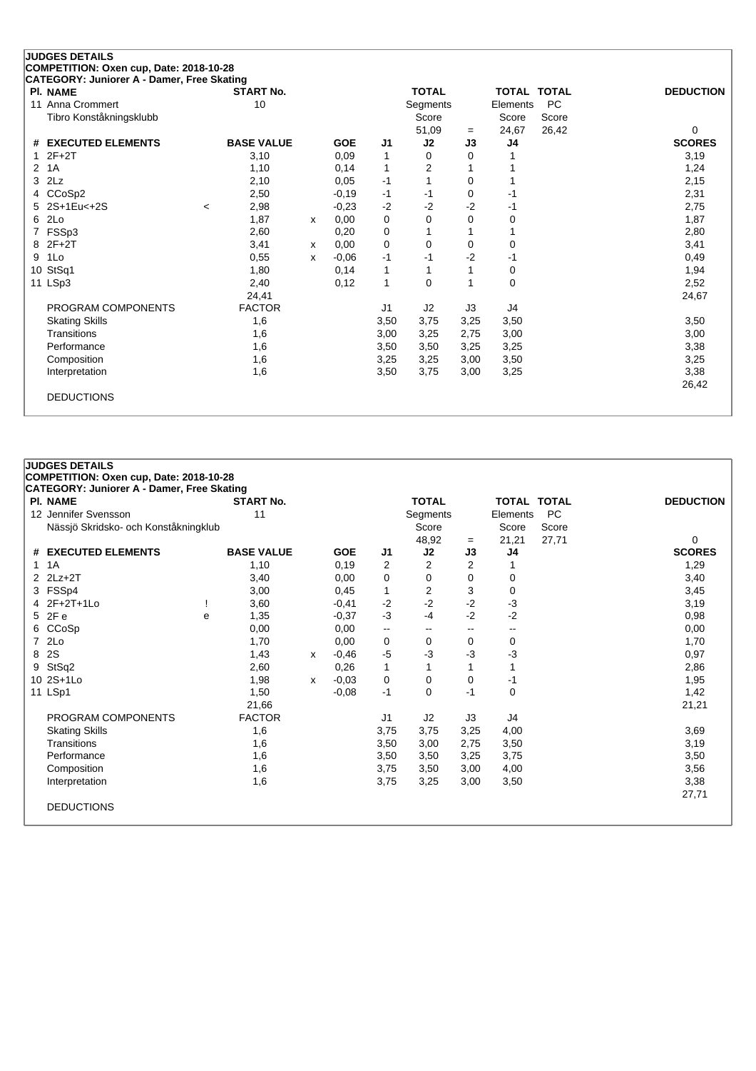**JUDGES DETAILS**
**COMPETITION: Oxen cup, Date: 2018-10-28**
**CATEGORY: Juniorer A - Damer, Free Skating**

| Pl. NAME | START No. | TOTAL Segments Score | = | TOTAL Elements Score | TOTAL PC Score | DEDUCTION |
|---|---|---|---|---|---|---|
| 11 Anna Crommert<br>Tibro Konståkningsklubb | 10 | 51,09 | = | 24,67 | 26,42 | 0 |

| # | EXECUTED ELEMENTS | | BASE VALUE | | GOE | J1 | J2 | J3 | J4 | SCORES |
|---|---|---|---|---|---|---|---|---|---|---|
| 1 | 2F+2T | | 3,10 | | 0,09 | 1 | 0 | 0 | 1 | 3,19 |
| 2 | 1A | | 1,10 | | 0,14 | 1 | 2 | 1 | 1 | 1,24 |
| 3 | 2Lz | | 2,10 | | 0,05 | -1 | 1 | 0 | 1 | 2,15 |
| 4 | CCoSp2 | | 2,50 | | -0,19 | -1 | -1 | 0 | -1 | 2,31 |
| 5 | 2S+1Eu<+2S | < | 2,98 | | -0,23 | -2 | -2 | -2 | -1 | 2,75 |
| 6 | 2Lo | | 1,87 | x | 0,00 | 0 | 0 | 0 | 0 | 1,87 |
| 7 | FSSp3 | | 2,60 | | 0,20 | 0 | 1 | 1 | 1 | 2,80 |
| 8 | 2F+2T | | 3,41 | x | 0,00 | 0 | 0 | 0 | 0 | 3,41 |
| 9 | 1Lo | | 0,55 | x | -0,06 | -1 | -1 | -2 | -1 | 0,49 |
| 10 | StSq1 | | 1,80 | | 0,14 | 1 | 1 | 1 | 0 | 1,94 |
| 11 | LSp3 | | 2,40 | | 0,12 | 1 | 0 | 1 | 0 | 2,52 |
| | | | 24,41 | | | | | | | 24,67 |
| | PROGRAM COMPONENTS | | FACTOR | | | J1 | J2 | J3 | J4 | |
| | Skating Skills | | 1,6 | | | 3,50 | 3,75 | 3,25 | 3,50 | 3,50 |
| | Transitions | | 1,6 | | | 3,00 | 3,25 | 2,75 | 3,00 | 3,00 |
| | Performance | | 1,6 | | | 3,50 | 3,50 | 3,25 | 3,25 | 3,38 |
| | Composition | | 1,6 | | | 3,25 | 3,25 | 3,00 | 3,50 | 3,25 |
| | Interpretation | | 1,6 | | | 3,50 | 3,75 | 3,00 | 3,25 | 3,38 |
| | | | | | | | | | | 26,42 |
| | DEDUCTIONS | | | | | | | | | |

**JUDGES DETAILS**
**COMPETITION: Oxen cup, Date: 2018-10-28**
**CATEGORY: Juniorer A - Damer, Free Skating**

| Pl. NAME | START No. | TOTAL Segments Score | = | TOTAL Elements Score | TOTAL PC Score | DEDUCTION |
|---|---|---|---|---|---|---|
| 12 Jennifer Svensson<br>Nässjö Skridsko- och Konståkningklub | 11 | 48,92 | = | 21,21 | 27,71 | 0 |

| # | EXECUTED ELEMENTS | | BASE VALUE | | GOE | J1 | J2 | J3 | J4 | SCORES |
|---|---|---|---|---|---|---|---|---|---|---|
| 1 | 1A | | 1,10 | | 0,19 | 2 | 2 | 2 | 1 | 1,29 |
| 2 | 2Lz+2T | | 3,40 | | 0,00 | 0 | 0 | 0 | 0 | 3,40 |
| 3 | FSSp4 | | 3,00 | | 0,45 | 1 | 2 | 3 | 0 | 3,45 |
| 4 | 2F+2T+1Lo | ! | 3,60 | | -0,41 | -2 | -2 | -2 | -3 | 3,19 |
| 5 | 2F e | e | 1,35 | | -0,37 | -3 | -4 | -2 | -2 | 0,98 |
| 6 | CCoSp | | 0,00 | | 0,00 | -- | -- | -- | -- | 0,00 |
| 7 | 2Lo | | 1,70 | | 0,00 | 0 | 0 | 0 | 0 | 1,70 |
| 8 | 2S | | 1,43 | x | -0,46 | -5 | -3 | -3 | -3 | 0,97 |
| 9 | StSq2 | | 2,60 | | 0,26 | 1 | 1 | 1 | 1 | 2,86 |
| 10 | 2S+1Lo | | 1,98 | x | -0,03 | 0 | 0 | 0 | -1 | 1,95 |
| 11 | LSp1 | | 1,50 | | -0,08 | -1 | 0 | -1 | 0 | 1,42 |
| | | | 21,66 | | | | | | | 21,21 |
| | PROGRAM COMPONENTS | | FACTOR | | | J1 | J2 | J3 | J4 | |
| | Skating Skills | | 1,6 | | | 3,75 | 3,75 | 3,25 | 4,00 | 3,69 |
| | Transitions | | 1,6 | | | 3,50 | 3,00 | 2,75 | 3,50 | 3,19 |
| | Performance | | 1,6 | | | 3,50 | 3,50 | 3,25 | 3,75 | 3,50 |
| | Composition | | 1,6 | | | 3,75 | 3,50 | 3,00 | 4,00 | 3,56 |
| | Interpretation | | 1,6 | | | 3,75 | 3,25 | 3,00 | 3,50 | 3,38 |
| | | | | | | | | | | 27,71 |
| | DEDUCTIONS | | | | | | | | | |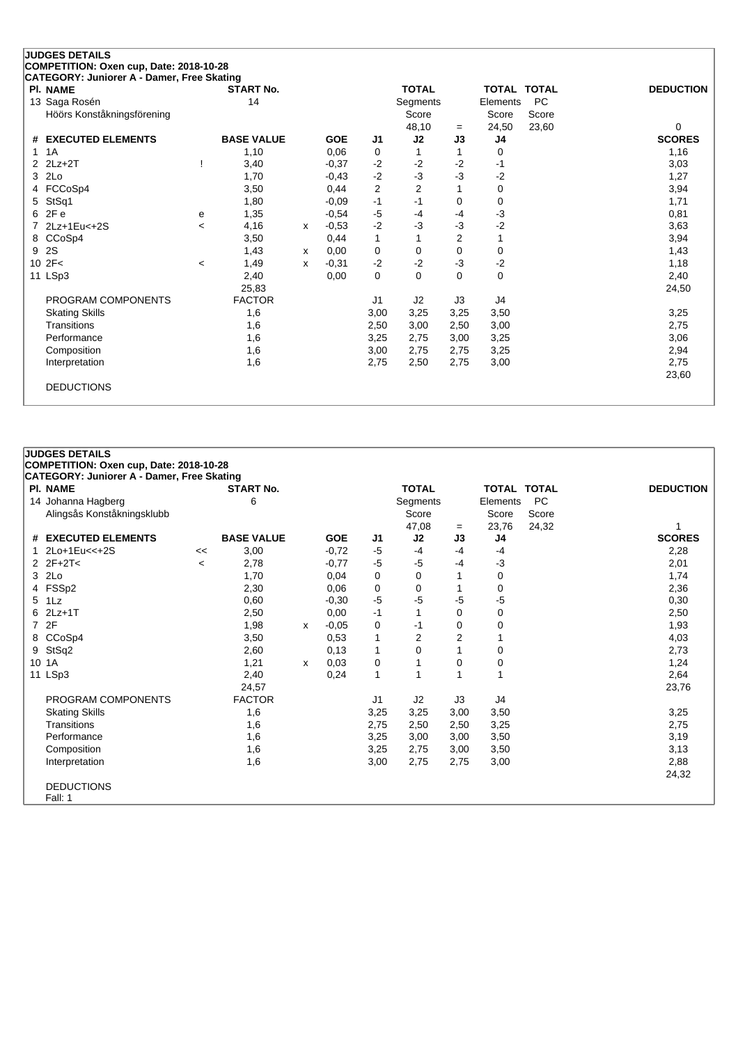## JUDGES DETAILS

**COMPETITION: Oxen cup, Date: 2018-10-28**

**CATEGORY: Juniorer A - Damer, Free Skating**

| Pl. NAME | START No. | TOTAL Segments Score | = | TOTAL Elements Score | TOTAL PC Score | DEDUCTION |
|---|---|---|---|---|---|---|
| 13 Saga Rosén<br>Höörs Konståkningsförening | 14 | 48,10 | = | 24,50 | 23,60 | 0 |

| # | EXECUTED ELEMENTS | | BASE VALUE | | GOE | J1 | J2 | J3 | J4 | SCORES |
|---|---|---|---|---|---|---|---|---|---|---|
| 1 | 1A | | 1,10 | | 0,06 | 0 | 1 | 1 | 0 | 1,16 |
| 2 | 2Lz+2T | ! | 3,40 | | -0,37 | -2 | -2 | -2 | -1 | 3,03 |
| 3 | 2Lo | | 1,70 | | -0,43 | -2 | -3 | -3 | -2 | 1,27 |
| 4 | FCCoSp4 | | 3,50 | | 0,44 | 2 | 2 | 1 | 0 | 3,94 |
| 5 | StSq1 | | 1,80 | | -0,09 | -1 | -1 | 0 | 0 | 1,71 |
| 6 | 2F e | e | 1,35 | | -0,54 | -5 | -4 | -4 | -3 | 0,81 |
| 7 | 2Lz+1Eu<+2S | < | 4,16 | x | -0,53 | -2 | -3 | -3 | -2 | 3,63 |
| 8 | CCoSp4 | | 3,50 | | 0,44 | 1 | 1 | 2 | 1 | 3,94 |
| 9 | 2S | | 1,43 | x | 0,00 | 0 | 0 | 0 | 0 | 1,43 |
| 10 | 2F< | < | 1,49 | x | -0,31 | -2 | -2 | -3 | -2 | 1,18 |
| 11 | LSp3 | | 2,40 | | 0,00 | 0 | 0 | 0 | 0 | 2,40 |
| | | | 25,83 | | | | | | | 24,50 |

| PROGRAM COMPONENTS | FACTOR | J1 | J2 | J3 | J4 | SCORES |
|---|---|---|---|---|---|---|
| Skating Skills | 1,6 | 3,00 | 3,25 | 3,25 | 3,50 | 3,25 |
| Transitions | 1,6 | 2,50 | 3,00 | 2,50 | 3,00 | 2,75 |
| Performance | 1,6 | 3,25 | 2,75 | 3,00 | 3,25 | 3,06 |
| Composition | 1,6 | 3,00 | 2,75 | 2,75 | 3,25 | 2,94 |
| Interpretation | 1,6 | 2,75 | 2,50 | 2,75 | 3,00 | 2,75 |
| | | | | | | 23,60 |

DEDUCTIONS

## JUDGES DETAILS

**COMPETITION: Oxen cup, Date: 2018-10-28**

**CATEGORY: Juniorer A - Damer, Free Skating**

| Pl. NAME | START No. | TOTAL Segments Score | = | TOTAL Elements Score | TOTAL PC Score | DEDUCTION |
|---|---|---|---|---|---|---|
| 14 Johanna Hagberg<br>Alingsås Konståkningsklubb | 6 | 47,08 | = | 23,76 | 24,32 | 1 |

| # | EXECUTED ELEMENTS | | BASE VALUE | | GOE | J1 | J2 | J3 | J4 | SCORES |
|---|---|---|---|---|---|---|---|---|---|---|
| 1 | 2Lo+1Eu<<+2S | << | 3,00 | | -0,72 | -5 | -4 | -4 | -4 | 2,28 |
| 2 | 2F+2T< | < | 2,78 | | -0,77 | -5 | -5 | -4 | -3 | 2,01 |
| 3 | 2Lo | | 1,70 | | 0,04 | 0 | 0 | 1 | 0 | 1,74 |
| 4 | FSSp2 | | 2,30 | | 0,06 | 0 | 0 | 1 | 0 | 2,36 |
| 5 | 1Lz | | 0,60 | | -0,30 | -5 | -5 | -5 | -5 | 0,30 |
| 6 | 2Lz+1T | | 2,50 | | 0,00 | -1 | 1 | 0 | 0 | 2,50 |
| 7 | 2F | | 1,98 | x | -0,05 | 0 | -1 | 0 | 0 | 1,93 |
| 8 | CCoSp4 | | 3,50 | | 0,53 | 1 | 2 | 2 | 1 | 4,03 |
| 9 | StSq2 | | 2,60 | | 0,13 | 1 | 0 | 1 | 0 | 2,73 |
| 10 | 1A | | 1,21 | x | 0,03 | 0 | 1 | 0 | 0 | 1,24 |
| 11 | LSp3 | | 2,40 | | 0,24 | 1 | 1 | 1 | 1 | 2,64 |
| | | | 24,57 | | | | | | | 23,76 |

| PROGRAM COMPONENTS | FACTOR | J1 | J2 | J3 | J4 | SCORES |
|---|---|---|---|---|---|---|
| Skating Skills | 1,6 | 3,25 | 3,25 | 3,00 | 3,50 | 3,25 |
| Transitions | 1,6 | 2,75 | 2,50 | 2,50 | 3,25 | 2,75 |
| Performance | 1,6 | 3,25 | 3,00 | 3,00 | 3,50 | 3,19 |
| Composition | 1,6 | 3,25 | 2,75 | 3,00 | 3,50 | 3,13 |
| Interpretation | 1,6 | 3,00 | 2,75 | 2,75 | 3,00 | 2,88 |
| | | | | | | 24,32 |

DEDUCTIONS

Fall: 1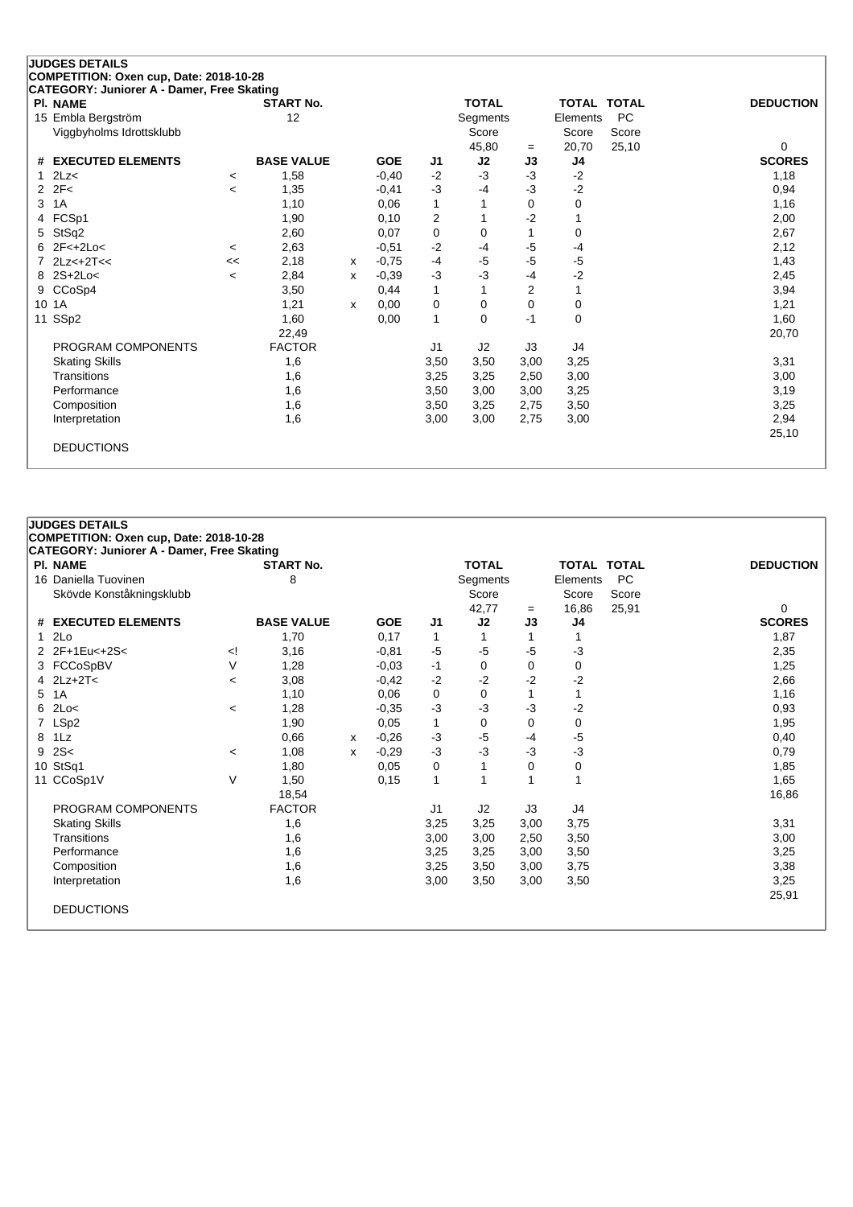## JUDGES DETAILS

**COMPETITION: Oxen cup, Date: 2018-10-28**

**CATEGORY: Juniorer A - Damer, Free Skating**

| Pl. | NAME | START No. | TOTAL Segments Score | = | TOTAL Elements Score | TOTAL PC Score | DEDUCTION |
|---|---|---|---|---|---|---|---|
| 15 | Embla Bergström<br>Viggbyholms Idrottsklubb | 12 | 45,80 | = | 20,70 | 25,10 | 0 |

| # | EXECUTED ELEMENTS | | BASE VALUE | | GOE | J1 | J2 | J3 | J4 | SCORES |
|---|---|---|---|---|---|---|---|---|---|---|
| 1 | 2Lz< | < | 1,58 | | -0,40 | -2 | -3 | -3 | -2 | 1,18 |
| 2 | 2F< | < | 1,35 | | -0,41 | -3 | -4 | -3 | -2 | 0,94 |
| 3 | 1A | | 1,10 | | 0,06 | 1 | 1 | 0 | 0 | 1,16 |
| 4 | FCSp1 | | 1,90 | | 0,10 | 2 | 1 | -2 | 1 | 2,00 |
| 5 | StSq2 | | 2,60 | | 0,07 | 0 | 0 | 1 | 0 | 2,67 |
| 6 | 2F<+2Lo< | < | 2,63 | | -0,51 | -2 | -4 | -5 | -4 | 2,12 |
| 7 | 2Lz<+2T<< | << | 2,18 | x | -0,75 | -4 | -5 | -5 | -5 | 1,43 |
| 8 | 2S+2Lo< | < | 2,84 | x | -0,39 | -3 | -3 | -4 | -2 | 2,45 |
| 9 | CCoSp4 | | 3,50 | | 0,44 | 1 | 1 | 2 | 1 | 3,94 |
| 10 | 1A | | 1,21 | x | 0,00 | 0 | 0 | 0 | 0 | 1,21 |
| 11 | SSp2 | | 1,60 | | 0,00 | 1 | 0 | -1 | 0 | 1,60 |
| | | | 22,49 | | | | | | | 20,70 |

| PROGRAM COMPONENTS | FACTOR | J1 | J2 | J3 | J4 | SCORES |
|---|---|---|---|---|---|---|
| Skating Skills | 1,6 | 3,50 | 3,50 | 3,00 | 3,25 | 3,31 |
| Transitions | 1,6 | 3,25 | 3,25 | 2,50 | 3,00 | 3,00 |
| Performance | 1,6 | 3,50 | 3,00 | 3,00 | 3,25 | 3,19 |
| Composition | 1,6 | 3,50 | 3,25 | 2,75 | 3,50 | 3,25 |
| Interpretation | 1,6 | 3,00 | 3,00 | 2,75 | 3,00 | 2,94 |
| | | | | | | 25,10 |

DEDUCTIONS

## JUDGES DETAILS

**COMPETITION: Oxen cup, Date: 2018-10-28**

**CATEGORY: Juniorer A - Damer, Free Skating**

| Pl. | NAME | START No. | TOTAL Segments Score | = | TOTAL Elements Score | TOTAL PC Score | DEDUCTION |
|---|---|---|---|---|---|---|---|
| 16 | Daniella Tuovinen<br>Skövde Konståkningsklubb | 8 | 42,77 | = | 16,86 | 25,91 | 0 |

| # | EXECUTED ELEMENTS | | BASE VALUE | | GOE | J1 | J2 | J3 | J4 | SCORES |
|---|---|---|---|---|---|---|---|---|---|---|
| 1 | 2Lo | | 1,70 | | 0,17 | 1 | 1 | 1 | 1 | 1,87 |
| 2 | 2F+1Eu<+2S< | <! | 3,16 | | -0,81 | -5 | -5 | -5 | -3 | 2,35 |
| 3 | FCCoSpBV | V | 1,28 | | -0,03 | -1 | 0 | 0 | 0 | 1,25 |
| 4 | 2Lz+2T< | < | 3,08 | | -0,42 | -2 | -2 | -2 | -2 | 2,66 |
| 5 | 1A | | 1,10 | | 0,06 | 0 | 0 | 1 | 1 | 1,16 |
| 6 | 2Lo< | < | 1,28 | | -0,35 | -3 | -3 | -3 | -2 | 0,93 |
| 7 | LSp2 | | 1,90 | | 0,05 | 1 | 0 | 0 | 0 | 1,95 |
| 8 | 1Lz | | 0,66 | x | -0,26 | -3 | -5 | -4 | -5 | 0,40 |
| 9 | 2S< | < | 1,08 | x | -0,29 | -3 | -3 | -3 | -3 | 0,79 |
| 10 | StSq1 | | 1,80 | | 0,05 | 0 | 1 | 0 | 0 | 1,85 |
| 11 | CCoSp1V | V | 1,50 | | 0,15 | 1 | 1 | 1 | 1 | 1,65 |
| | | | 18,54 | | | | | | | 16,86 |

| PROGRAM COMPONENTS | FACTOR | J1 | J2 | J3 | J4 | SCORES |
|---|---|---|---|---|---|---|
| Skating Skills | 1,6 | 3,25 | 3,25 | 3,00 | 3,75 | 3,31 |
| Transitions | 1,6 | 3,00 | 3,00 | 2,50 | 3,50 | 3,00 |
| Performance | 1,6 | 3,25 | 3,25 | 3,00 | 3,50 | 3,25 |
| Composition | 1,6 | 3,25 | 3,50 | 3,00 | 3,75 | 3,38 |
| Interpretation | 1,6 | 3,00 | 3,50 | 3,00 | 3,50 | 3,25 |
| | | | | | | 25,91 |

DEDUCTIONS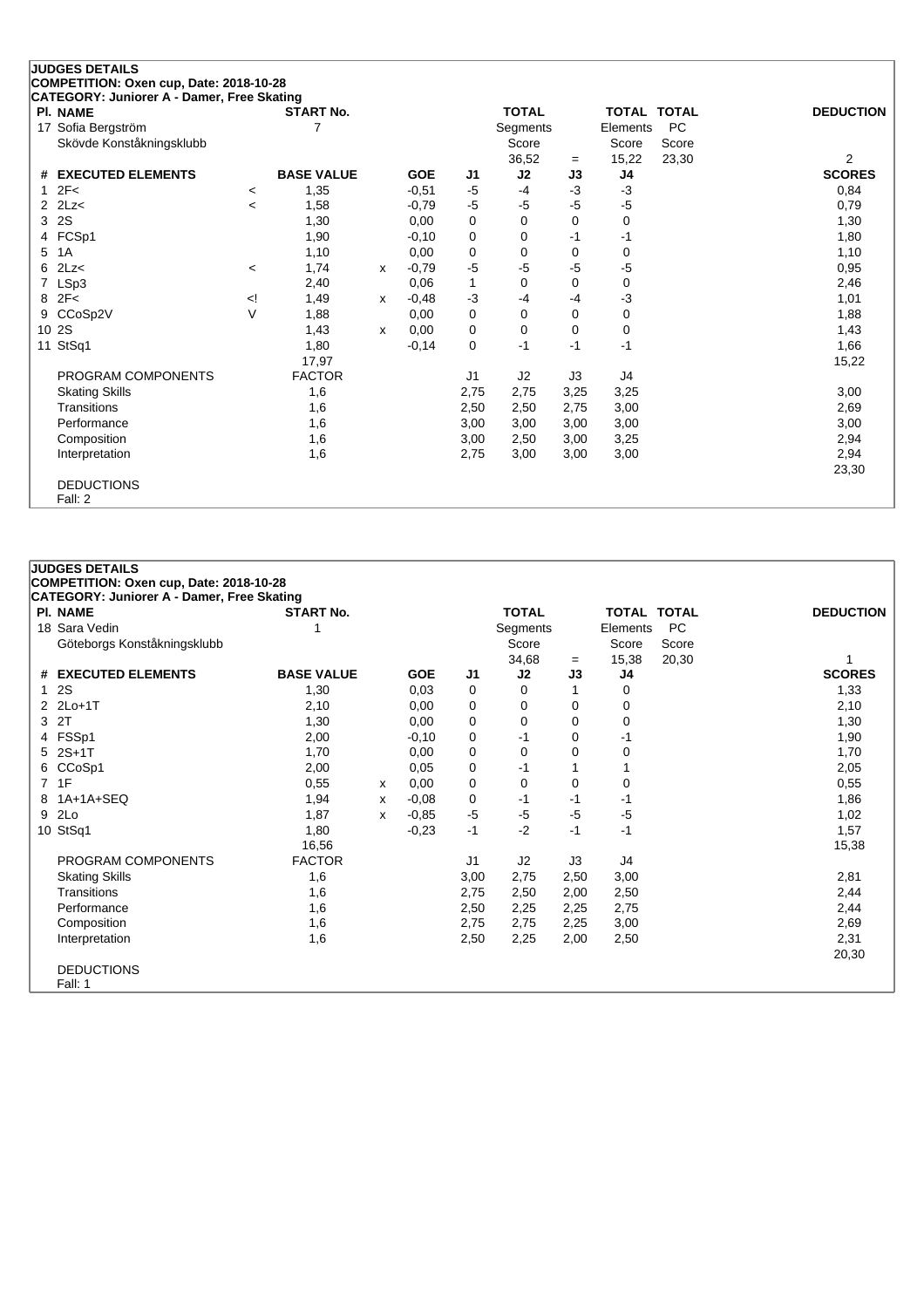**JUDGES DETAILS**

**COMPETITION: Oxen cup, Date: 2018-10-28**

**CATEGORY: Juniorer A - Damer, Free Skating**

| Pl. NAME | START No. | TOTAL Segments Score | = | TOTAL Elements Score | TOTAL PC Score | DEDUCTION |
|---|---|---|---|---|---|---|
| 17 Sofia Bergström, Skövde Konståkningsklubb | 7 | 36,52 | = | 15,22 | 23,30 | 2 |

| # | EXECUTED ELEMENTS | | BASE VALUE | | GOE | J1 | J2 | J3 | J4 | SCORES |
|---|---|---|---|---|---|---|---|---|---|---|
| 1 | 2F< | < | 1,35 | | -0,51 | -5 | -4 | -3 | -3 | 0,84 |
| 2 | 2Lz< | < | 1,58 | | -0,79 | -5 | -5 | -5 | -5 | 0,79 |
| 3 | 2S | | 1,30 | | 0,00 | 0 | 0 | 0 | 0 | 1,30 |
| 4 | FCSp1 | | 1,90 | | -0,10 | 0 | 0 | -1 | -1 | 1,80 |
| 5 | 1A | | 1,10 | | 0,00 | 0 | 0 | 0 | 0 | 1,10 |
| 6 | 2Lz< | < | 1,74 | x | -0,79 | -5 | -5 | -5 | -5 | 0,95 |
| 7 | LSp3 | | 2,40 | | 0,06 | 1 | 0 | 0 | 0 | 2,46 |
| 8 | 2F< | <! | 1,49 | x | -0,48 | -3 | -4 | -4 | -3 | 1,01 |
| 9 | CCoSp2V | V | 1,88 | | 0,00 | 0 | 0 | 0 | 0 | 1,88 |
| 10 | 2S | | 1,43 | x | 0,00 | 0 | 0 | 0 | 0 | 1,43 |
| 11 | StSq1 | | 1,80 | | -0,14 | 0 | -1 | -1 | -1 | 1,66 |
| | | | 17,97 | | | | | | | 15,22 |

| PROGRAM COMPONENTS | FACTOR | J1 | J2 | J3 | J4 | |
|---|---|---|---|---|---|---|
| Skating Skills | 1,6 | 2,75 | 2,75 | 3,25 | 3,25 | 3,00 |
| Transitions | 1,6 | 2,50 | 2,50 | 2,75 | 3,00 | 2,69 |
| Performance | 1,6 | 3,00 | 3,00 | 3,00 | 3,00 | 3,00 |
| Composition | 1,6 | 3,00 | 2,50 | 3,00 | 3,25 | 2,94 |
| Interpretation | 1,6 | 2,75 | 3,00 | 3,00 | 3,00 | 2,94 |
| | | | | | | 23,30 |

DEDUCTIONS
Fall: 2

**JUDGES DETAILS**

**COMPETITION: Oxen cup, Date: 2018-10-28**

**CATEGORY: Juniorer A - Damer, Free Skating**

| Pl. NAME | START No. | TOTAL Segments Score | = | TOTAL Elements Score | TOTAL PC Score | DEDUCTION |
|---|---|---|---|---|---|---|
| 18 Sara Vedin, Göteborgs Konståkningsklubb | 1 | 34,68 | = | 15,38 | 20,30 | 1 |

| # | EXECUTED ELEMENTS | BASE VALUE | | GOE | J1 | J2 | J3 | J4 | SCORES |
|---|---|---|---|---|---|---|---|---|---|
| 1 | 2S | 1,30 | | 0,03 | 0 | 0 | 1 | 0 | 1,33 |
| 2 | 2Lo+1T | 2,10 | | 0,00 | 0 | 0 | 0 | 0 | 2,10 |
| 3 | 2T | 1,30 | | 0,00 | 0 | 0 | 0 | 0 | 1,30 |
| 4 | FSSp1 | 2,00 | | -0,10 | 0 | -1 | 0 | -1 | 1,90 |
| 5 | 2S+1T | 1,70 | | 0,00 | 0 | 0 | 0 | 0 | 1,70 |
| 6 | CCoSp1 | 2,00 | | 0,05 | 0 | -1 | 1 | 1 | 2,05 |
| 7 | 1F | 0,55 | x | 0,00 | 0 | 0 | 0 | 0 | 0,55 |
| 8 | 1A+1A+SEQ | 1,94 | x | -0,08 | 0 | -1 | -1 | -1 | 1,86 |
| 9 | 2Lo | 1,87 | x | -0,85 | -5 | -5 | -5 | -5 | 1,02 |
| 10 | StSq1 | 1,80 | | -0,23 | -1 | -2 | -1 | -1 | 1,57 |
| | | 16,56 | | | | | | | 15,38 |

| PROGRAM COMPONENTS | FACTOR | J1 | J2 | J3 | J4 | |
|---|---|---|---|---|---|---|
| Skating Skills | 1,6 | 3,00 | 2,75 | 2,50 | 3,00 | 2,81 |
| Transitions | 1,6 | 2,75 | 2,50 | 2,00 | 2,50 | 2,44 |
| Performance | 1,6 | 2,50 | 2,25 | 2,25 | 2,75 | 2,44 |
| Composition | 1,6 | 2,75 | 2,75 | 2,25 | 3,00 | 2,69 |
| Interpretation | 1,6 | 2,50 | 2,25 | 2,00 | 2,50 | 2,31 |
| | | | | | | 20,30 |

DEDUCTIONS
Fall: 1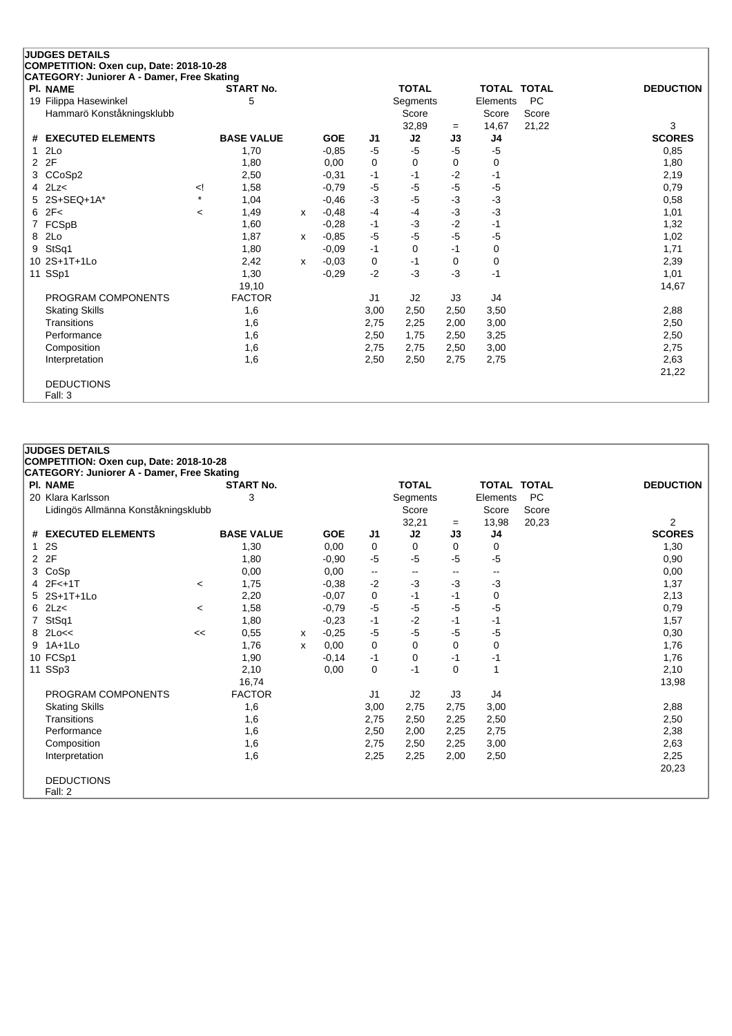## JUDGES DETAILS

**COMPETITION: Oxen cup, Date: 2018-10-28**

**CATEGORY: Juniorer A - Damer, Free Skating**

| Pl. NAME | START No. | TOTAL Segments Score | = | TOTAL Elements Score | TOTAL PC Score | DEDUCTION |
|---|---|---|---|---|---|---|
| 19 Filippa Hasewinkel, Hammarö Konståkningsklubb | 5 | 32,89 | = | 14,67 | 21,22 | 3 |

| # | EXECUTED ELEMENTS | | BASE VALUE | | GOE | J1 | J2 | J3 | J4 | SCORES |
|---|---|---|---|---|---|---|---|---|---|---|
| 1 | 2Lo | | 1,70 | | -0,85 | -5 | -5 | -5 | -5 | 0,85 |
| 2 | 2F | | 1,80 | | 0,00 | 0 | 0 | 0 | 0 | 1,80 |
| 3 | CCoSp2 | | 2,50 | | -0,31 | -1 | -1 | -2 | -1 | 2,19 |
| 4 | 2Lz< | <! | 1,58 | | -0,79 | -5 | -5 | -5 | -5 | 0,79 |
| 5 | 2S+SEQ+1A* | * | 1,04 | | -0,46 | -3 | -5 | -3 | -3 | 0,58 |
| 6 | 2F< | < | 1,49 | x | -0,48 | -4 | -4 | -3 | -3 | 1,01 |
| 7 | FCSpB | | 1,60 | | -0,28 | -1 | -3 | -2 | -1 | 1,32 |
| 8 | 2Lo | | 1,87 | x | -0,85 | -5 | -5 | -5 | -5 | 1,02 |
| 9 | StSq1 | | 1,80 | | -0,09 | -1 | 0 | -1 | 0 | 1,71 |
| 10 | 2S+1T+1Lo | | 2,42 | x | -0,03 | 0 | -1 | 0 | 0 | 2,39 |
| 11 | SSp1 | | 1,30 | | -0,29 | -2 | -3 | -3 | -1 | 1,01 |
| | | | 19,10 | | | | | | | 14,67 |
| | PROGRAM COMPONENTS | | FACTOR | | | J1 | J2 | J3 | J4 | |
| | Skating Skills | | 1,6 | | | 3,00 | 2,50 | 2,50 | 3,50 | 2,88 |
| | Transitions | | 1,6 | | | 2,75 | 2,25 | 2,00 | 3,00 | 2,50 |
| | Performance | | 1,6 | | | 2,50 | 1,75 | 2,50 | 3,25 | 2,50 |
| | Composition | | 1,6 | | | 2,75 | 2,75 | 2,50 | 3,00 | 2,75 |
| | Interpretation | | 1,6 | | | 2,50 | 2,50 | 2,75 | 2,75 | 2,63 |
| | | | | | | | | | | 21,22 |

DEDUCTIONS
Fall: 3

## JUDGES DETAILS

**COMPETITION: Oxen cup, Date: 2018-10-28**

**CATEGORY: Juniorer A - Damer, Free Skating**

| Pl. NAME | START No. | TOTAL Segments Score | = | TOTAL Elements Score | TOTAL PC Score | DEDUCTION |
|---|---|---|---|---|---|---|
| 20 Klara Karlsson, Lidingös Allmänna Konståkningsklubb | 3 | 32,21 | = | 13,98 | 20,23 | 2 |

| # | EXECUTED ELEMENTS | | BASE VALUE | | GOE | J1 | J2 | J3 | J4 | SCORES |
|---|---|---|---|---|---|---|---|---|---|---|
| 1 | 2S | | 1,30 | | 0,00 | 0 | 0 | 0 | 0 | 1,30 |
| 2 | 2F | | 1,80 | | -0,90 | -5 | -5 | -5 | -5 | 0,90 |
| 3 | CoSp | | 0,00 | | 0,00 | -- | -- | -- | -- | 0,00 |
| 4 | 2F<+1T | < | 1,75 | | -0,38 | -2 | -3 | -3 | -3 | 1,37 |
| 5 | 2S+1T+1Lo | | 2,20 | | -0,07 | 0 | -1 | -1 | 0 | 2,13 |
| 6 | 2Lz< | < | 1,58 | | -0,79 | -5 | -5 | -5 | -5 | 0,79 |
| 7 | StSq1 | | 1,80 | | -0,23 | -1 | -2 | -1 | -1 | 1,57 |
| 8 | 2Lo<< | << | 0,55 | x | -0,25 | -5 | -5 | -5 | -5 | 0,30 |
| 9 | 1A+1Lo | | 1,76 | x | 0,00 | 0 | 0 | 0 | 0 | 1,76 |
| 10 | FCSp1 | | 1,90 | | -0,14 | -1 | 0 | -1 | -1 | 1,76 |
| 11 | SSp3 | | 2,10 | | 0,00 | 0 | -1 | 0 | 1 | 2,10 |
| | | | 16,74 | | | | | | | 13,98 |
| | PROGRAM COMPONENTS | | FACTOR | | | J1 | J2 | J3 | J4 | |
| | Skating Skills | | 1,6 | | | 3,00 | 2,75 | 2,75 | 3,00 | 2,88 |
| | Transitions | | 1,6 | | | 2,75 | 2,50 | 2,25 | 2,50 | 2,50 |
| | Performance | | 1,6 | | | 2,50 | 2,00 | 2,25 | 2,75 | 2,38 |
| | Composition | | 1,6 | | | 2,75 | 2,50 | 2,25 | 3,00 | 2,63 |
| | Interpretation | | 1,6 | | | 2,25 | 2,25 | 2,00 | 2,50 | 2,25 |
| | | | | | | | | | | 20,23 |

DEDUCTIONS
Fall: 2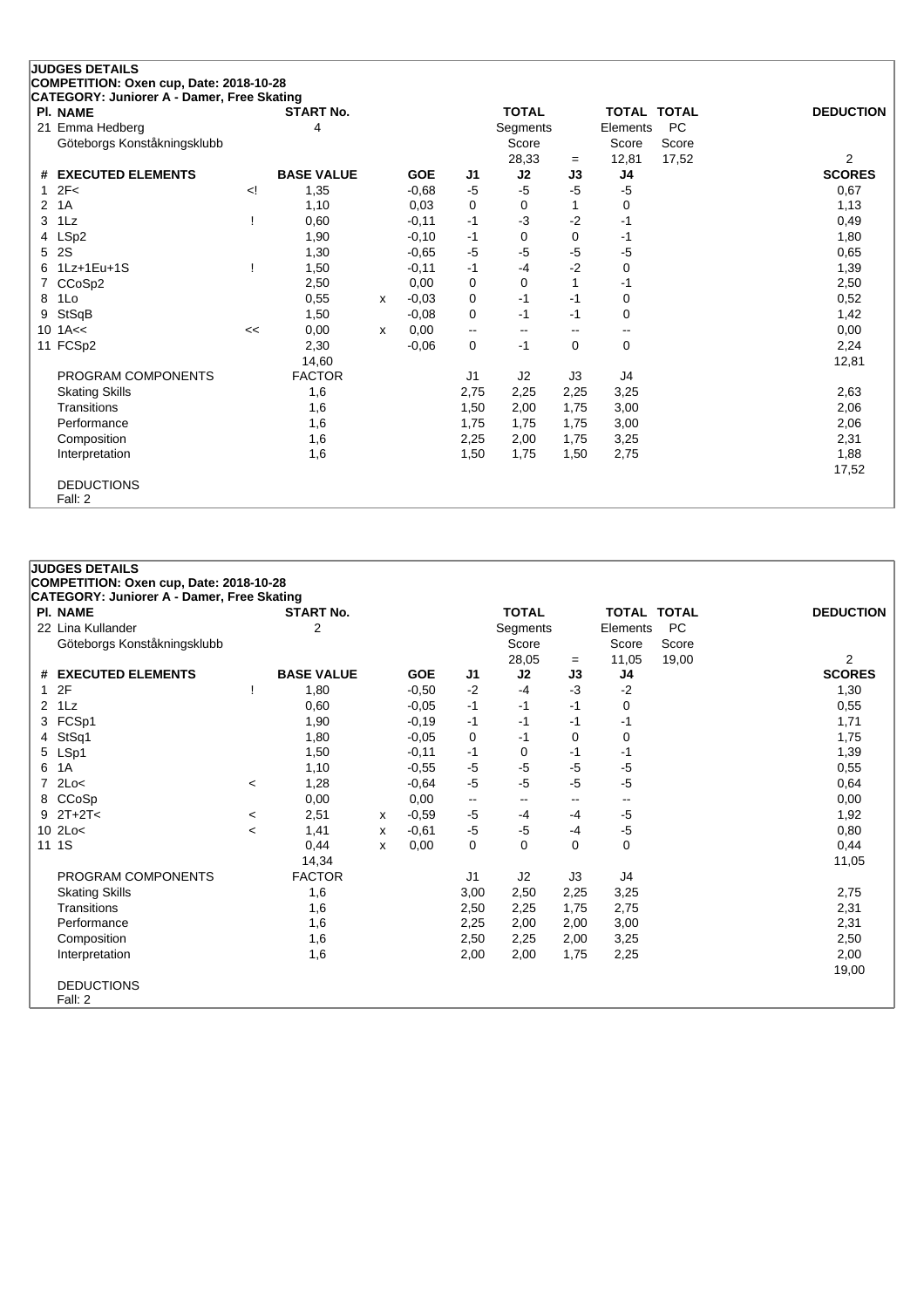**JUDGES DETAILS**
**COMPETITION: Oxen cup, Date: 2018-10-28**
**CATEGORY: Juniorer A - Damer, Free Skating**

| Pl. NAME | | START No. | | | | TOTAL | | TOTAL | TOTAL | DEDUCTION |
|---|---|---|---|---|---|---|---|---|---|---|
| 21 Emma Hedberg | | 4 | | | | Segments | | Elements | PC | |
| Göteborgs Konståkningsklubb | | | | | | Score | | Score | Score | |
| | | | | | | 28,33 | = | 12,81 | 17,52 | 2 |

| # | EXECUTED ELEMENTS | | BASE VALUE | | GOE | J1 | J2 | J3 | J4 | SCORES |
|---|---|---|---|---|---|---|---|---|---|---|
| 1 | 2F< | <! | 1,35 | | -0,68 | -5 | -5 | -5 | -5 | 0,67 |
| 2 | 1A | | 1,10 | | 0,03 | 0 | 0 | 1 | 0 | 1,13 |
| 3 | 1Lz | ! | 0,60 | | -0,11 | -1 | -3 | -2 | -1 | 0,49 |
| 4 | LSp2 | | 1,90 | | -0,10 | -1 | 0 | 0 | -1 | 1,80 |
| 5 | 2S | | 1,30 | | -0,65 | -5 | -5 | -5 | -5 | 0,65 |
| 6 | 1Lz+1Eu+1S | ! | 1,50 | | -0,11 | -1 | -4 | -2 | 0 | 1,39 |
| 7 | CCoSp2 | | 2,50 | | 0,00 | 0 | 0 | 1 | -1 | 2,50 |
| 8 | 1Lo | | 0,55 | x | -0,03 | 0 | -1 | -1 | 0 | 0,52 |
| 9 | StSqB | | 1,50 | | -0,08 | 0 | -1 | -1 | 0 | 1,42 |
| 10 | 1A<< | << | 0,00 | x | 0,00 | -- | -- | -- | -- | 0,00 |
| 11 | FCSp2 | | 2,30 | | -0,06 | 0 | -1 | 0 | 0 | 2,24 |
| | | | 14,60 | | | | | | | 12,81 |
| | PROGRAM COMPONENTS | | FACTOR | | | J1 | J2 | J3 | J4 | |
| | Skating Skills | | 1,6 | | | 2,75 | 2,25 | 2,25 | 3,25 | 2,63 |
| | Transitions | | 1,6 | | | 1,50 | 2,00 | 1,75 | 3,00 | 2,06 |
| | Performance | | 1,6 | | | 1,75 | 1,75 | 1,75 | 3,00 | 2,06 |
| | Composition | | 1,6 | | | 2,25 | 2,00 | 1,75 | 3,25 | 2,31 |
| | Interpretation | | 1,6 | | | 1,50 | 1,75 | 1,50 | 2,75 | 1,88 |
| | | | | | | | | | | 17,52 |

DEDUCTIONS
Fall: 2

**JUDGES DETAILS**
**COMPETITION: Oxen cup, Date: 2018-10-28**
**CATEGORY: Juniorer A - Damer, Free Skating**

| Pl. NAME | | START No. | | | | TOTAL | | TOTAL | TOTAL | DEDUCTION |
|---|---|---|---|---|---|---|---|---|---|---|
| 22 Lina Kullander | | 2 | | | | Segments | | Elements | PC | |
| Göteborgs Konståkningsklubb | | | | | | Score | | Score | Score | |
| | | | | | | 28,05 | = | 11,05 | 19,00 | 2 |

| # | EXECUTED ELEMENTS | | BASE VALUE | | GOE | J1 | J2 | J3 | J4 | SCORES |
|---|---|---|---|---|---|---|---|---|---|---|
| 1 | 2F | ! | 1,80 | | -0,50 | -2 | -4 | -3 | -2 | 1,30 |
| 2 | 1Lz | | 0,60 | | -0,05 | -1 | -1 | -1 | 0 | 0,55 |
| 3 | FCSp1 | | 1,90 | | -0,19 | -1 | -1 | -1 | -1 | 1,71 |
| 4 | StSq1 | | 1,80 | | -0,05 | 0 | -1 | 0 | 0 | 1,75 |
| 5 | LSp1 | | 1,50 | | -0,11 | -1 | 0 | -1 | -1 | 1,39 |
| 6 | 1A | | 1,10 | | -0,55 | -5 | -5 | -5 | -5 | 0,55 |
| 7 | 2Lo< | < | 1,28 | | -0,64 | -5 | -5 | -5 | -5 | 0,64 |
| 8 | CCoSp | | 0,00 | | 0,00 | -- | -- | -- | -- | 0,00 |
| 9 | 2T+2T< | < | 2,51 | x | -0,59 | -5 | -4 | -4 | -5 | 1,92 |
| 10 | 2Lo< | < | 1,41 | x | -0,61 | -5 | -5 | -4 | -5 | 0,80 |
| 11 | 1S | | 0,44 | x | 0,00 | 0 | 0 | 0 | 0 | 0,44 |
| | | | 14,34 | | | | | | | 11,05 |
| | PROGRAM COMPONENTS | | FACTOR | | | J1 | J2 | J3 | J4 | |
| | Skating Skills | | 1,6 | | | 3,00 | 2,50 | 2,25 | 3,25 | 2,75 |
| | Transitions | | 1,6 | | | 2,50 | 2,25 | 1,75 | 2,75 | 2,31 |
| | Performance | | 1,6 | | | 2,25 | 2,00 | 2,00 | 3,00 | 2,31 |
| | Composition | | 1,6 | | | 2,50 | 2,25 | 2,00 | 3,25 | 2,50 |
| | Interpretation | | 1,6 | | | 2,00 | 2,00 | 1,75 | 2,25 | 2,00 |
| | | | | | | | | | | 19,00 |

DEDUCTIONS
Fall: 2